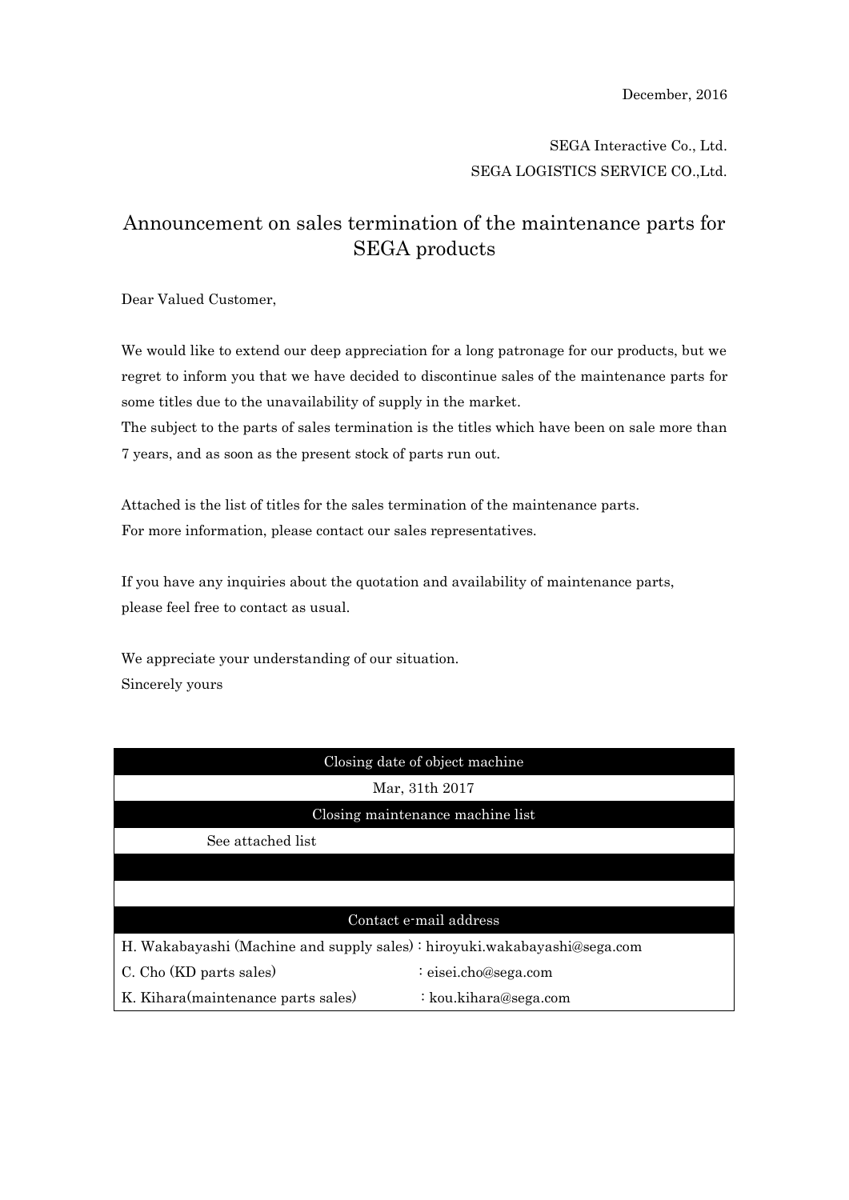December, 2016

SEGA Interactive Co., Ltd.
SEGA LOGISTICS SERVICE CO.,Ltd.

# Announcement on sales termination of the maintenance parts for SEGA products

Dear Valued Customer,

We would like to extend our deep appreciation for a long patronage for our products, but we regret to inform you that we have decided to discontinue sales of the maintenance parts for some titles due to the unavailability of supply in the market.
The subject to the parts of sales termination is the titles which have been on sale more than 7 years, and as soon as the present stock of parts run out.

Attached is the list of titles for the sales termination of the maintenance parts.
For more information, please contact our sales representatives.

If you have any inquiries about the quotation and availability of maintenance parts, please feel free to contact as usual.

We appreciate your understanding of our situation.
Sincerely yours

| Closing date of object machine | |
|---|---|
| Mar, 31th 2017 | |
| **Closing maintenance machine list** | |
| See attached list | |
| | |
| | |
| **Contact e-mail address** | |
| H. Wakabayashi (Machine and supply sales) | : hiroyuki.wakabayashi@sega.com |
| C. Cho (KD parts sales) | : eisei.cho@sega.com |
| K. Kihara(maintenance parts sales) | : kou.kihara@sega.com |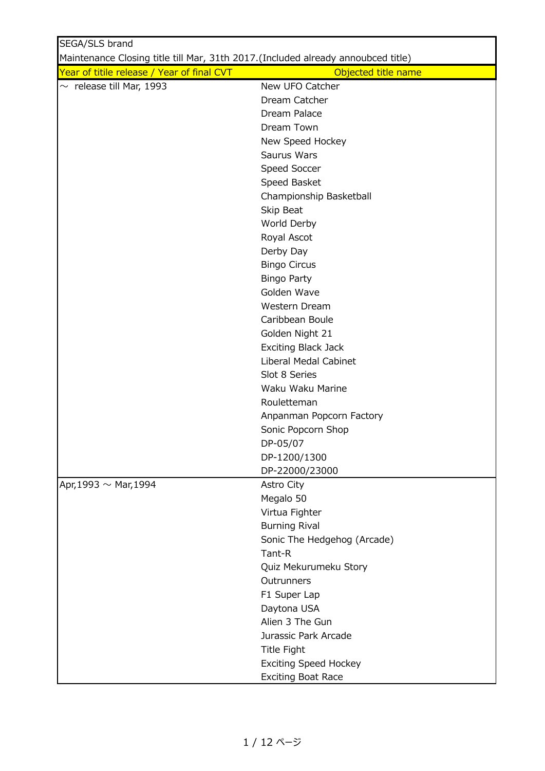SEGA/SLS brand

Maintenance Closing title till Mar, 31th 2017.(Included already annoubced title)

| Year of titile release / Year of final CVT | Objected title name |
|---|---|
| ～ release till Mar, 1993 | New UFO Catcher |
| | Dream Catcher |
| | Dream Palace |
| | Dream Town |
| | New Speed Hockey |
| | Saurus Wars |
| | Speed Soccer |
| | Speed Basket |
| | Championship Basketball |
| | Skip Beat |
| | World Derby |
| | Royal Ascot |
| | Derby Day |
| | Bingo Circus |
| | Bingo Party |
| | Golden Wave |
| | Western Dream |
| | Caribbean Boule |
| | Golden Night 21 |
| | Exciting Black Jack |
| | Liberal Medal Cabinet |
| | Slot 8 Series |
| | Waku Waku Marine |
| | Rouletteman |
| | Anpanman Popcorn Factory |
| | Sonic Popcorn Shop |
| | DP-05/07 |
| | DP-1200/1300 |
| | DP-22000/23000 |
| Apr,1993 ～ Mar,1994 | Astro City |
| | Megalo 50 |
| | Virtua Fighter |
| | Burning Rival |
| | Sonic The Hedgehog (Arcade) |
| | Tant-R |
| | Quiz Mekurumeku Story |
| | Outrunners |
| | F1 Super Lap |
| | Daytona USA |
| | Alien 3 The Gun |
| | Jurassic Park Arcade |
| | Title Fight |
| | Exciting Speed Hockey |
| | Exciting Boat Race |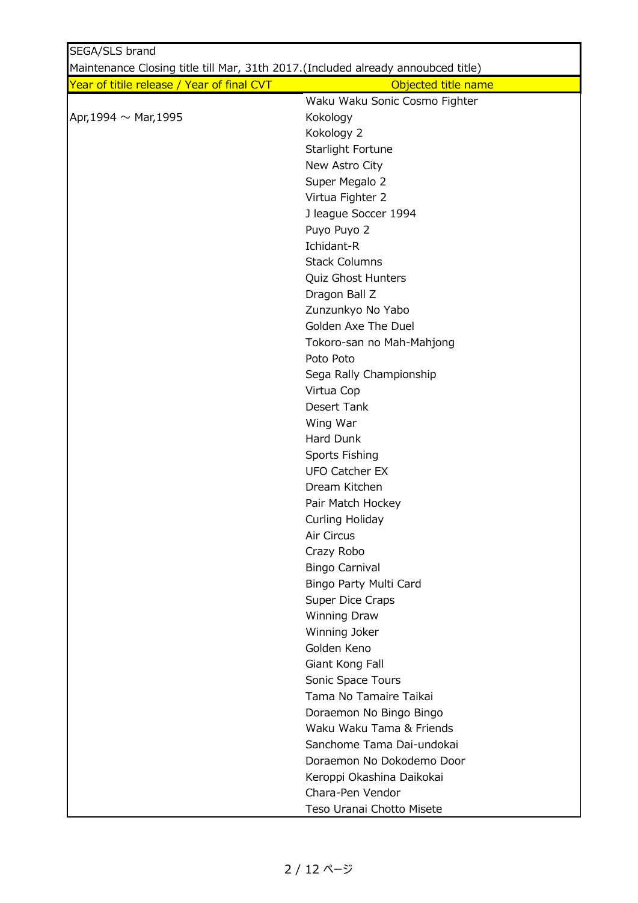SEGA/SLS brand

Maintenance Closing title till Mar, 31th 2017.(Included already annoubced title)

| Year of titile release / Year of final CVT | Objected title name |
|---|---|
| | Waku Waku Sonic Cosmo Fighter |
| Apr,1994 ～ Mar,1995 | Kokology |
| | Kokology 2 |
| | Starlight Fortune |
| | New Astro City |
| | Super Megalo 2 |
| | Virtua Fighter 2 |
| | J league Soccer 1994 |
| | Puyo Puyo 2 |
| | Ichidant-R |
| | Stack Columns |
| | Quiz Ghost Hunters |
| | Dragon Ball Z |
| | Zunzunkyo No Yabo |
| | Golden Axe The Duel |
| | Tokoro-san no Mah-Mahjong |
| | Poto Poto |
| | Sega Rally Championship |
| | Virtua Cop |
| | Desert Tank |
| | Wing War |
| | Hard Dunk |
| | Sports Fishing |
| | UFO Catcher EX |
| | Dream Kitchen |
| | Pair Match Hockey |
| | Curling Holiday |
| | Air Circus |
| | Crazy Robo |
| | Bingo Carnival |
| | Bingo Party Multi Card |
| | Super Dice Craps |
| | Winning Draw |
| | Winning Joker |
| | Golden Keno |
| | Giant Kong Fall |
| | Sonic Space Tours |
| | Tama No Tamaire Taikai |
| | Doraemon No Bingo Bingo |
| | Waku Waku Tama & Friends |
| | Sanchome Tama Dai-undokai |
| | Doraemon No Dokodemo Door |
| | Keroppi Okashina Daikokai |
| | Chara-Pen Vendor |
| | Teso Uranai Chotto Misete |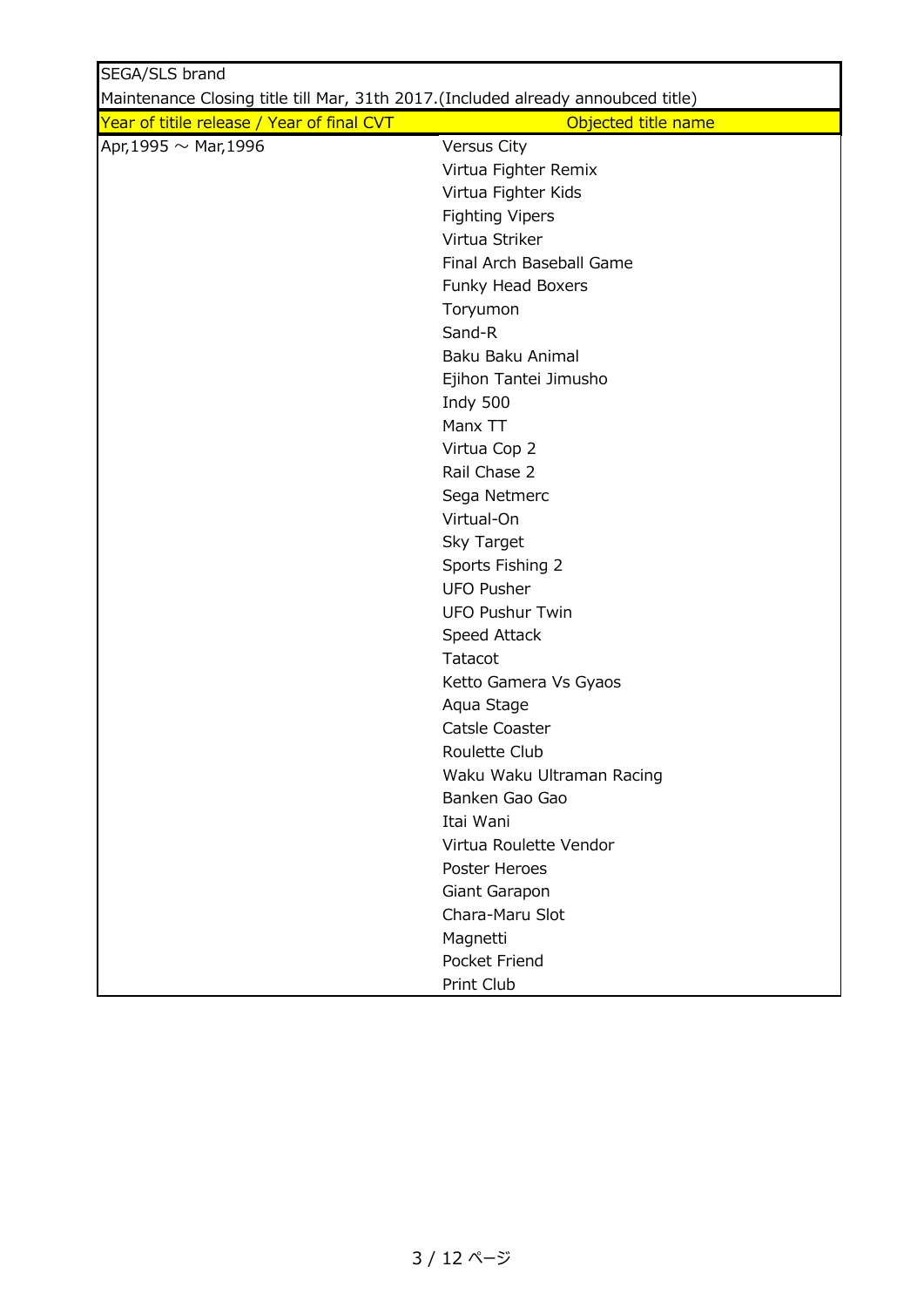| SEGA/SLS brand | |
|---|---|
| Maintenance Closing title till Mar, 31th 2017.(Included already annoubced title) | |
| Year of titile release / Year of final CVT | Objected title name |
| Apr,1995 ～ Mar,1996 | Versus City |
| | Virtua Fighter Remix |
| | Virtua Fighter Kids |
| | Fighting Vipers |
| | Virtua Striker |
| | Final Arch Baseball Game |
| | Funky Head Boxers |
| | Toryumon |
| | Sand-R |
| | Baku Baku Animal |
| | Ejihon Tantei Jimusho |
| | Indy 500 |
| | Manx TT |
| | Virtua Cop 2 |
| | Rail Chase 2 |
| | Sega Netmerc |
| | Virtual-On |
| | Sky Target |
| | Sports Fishing 2 |
| | UFO Pusher |
| | UFO Pushur Twin |
| | Speed Attack |
| | Tatacot |
| | Ketto Gamera Vs Gyaos |
| | Aqua Stage |
| | Catsle Coaster |
| | Roulette Club |
| | Waku Waku Ultraman Racing |
| | Banken Gao Gao |
| | Itai Wani |
| | Virtua Roulette Vendor |
| | Poster Heroes |
| | Giant Garapon |
| | Chara-Maru Slot |
| | Magnetti |
| | Pocket Friend |
| | Print Club |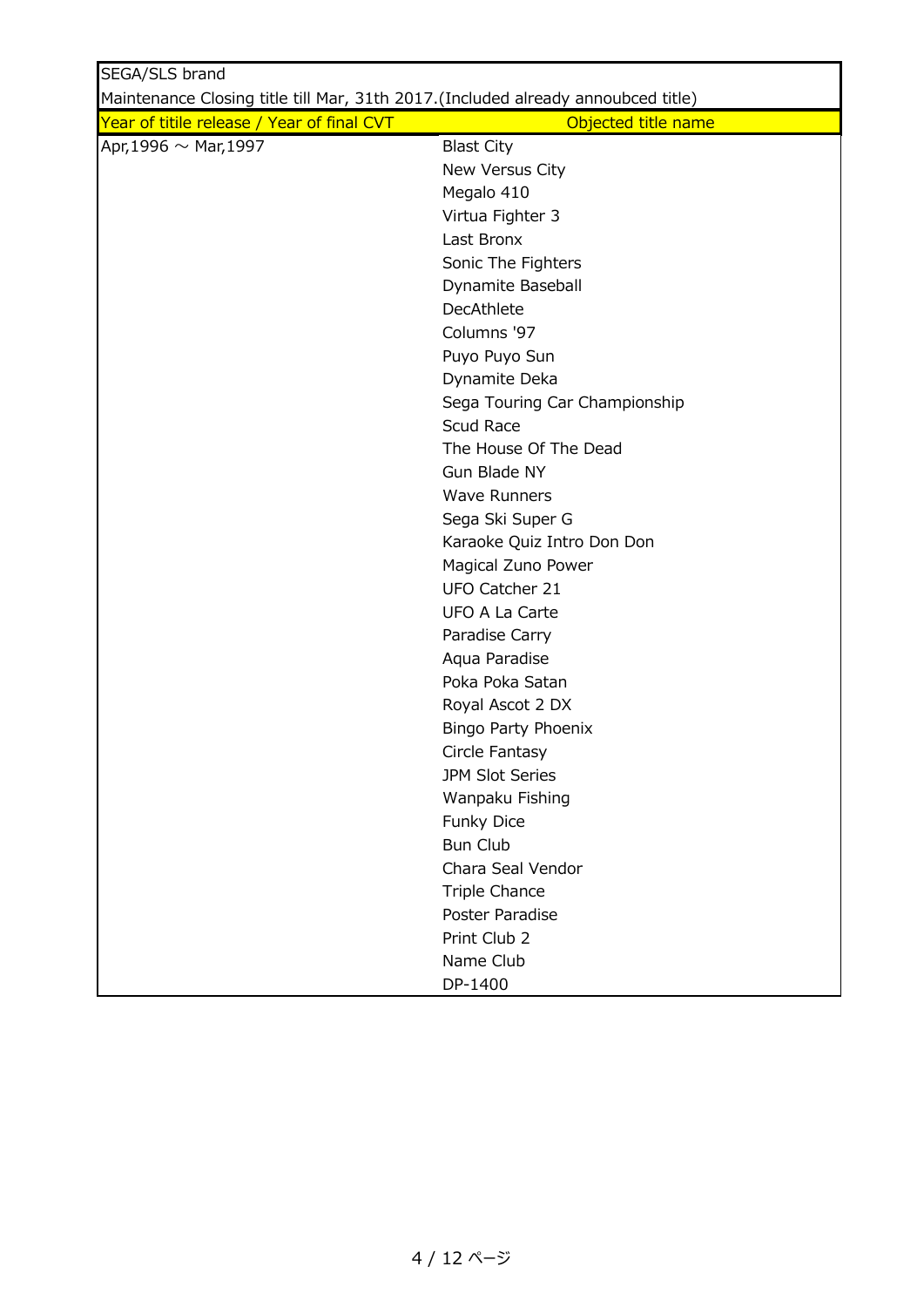SEGA/SLS brand

Maintenance Closing title till Mar, 31th 2017.(Included already annoubced title)

| Year of titile release / Year of final CVT | Objected title name |
| --- | --- |
| Apr,1996 ～ Mar,1997 | Blast City |
| | New Versus City |
| | Megalo 410 |
| | Virtua Fighter 3 |
| | Last Bronx |
| | Sonic The Fighters |
| | Dynamite Baseball |
| | DecAthlete |
| | Columns '97 |
| | Puyo Puyo Sun |
| | Dynamite Deka |
| | Sega Touring Car Championship |
| | Scud Race |
| | The House Of The Dead |
| | Gun Blade NY |
| | Wave Runners |
| | Sega Ski Super G |
| | Karaoke Quiz Intro Don Don |
| | Magical Zuno Power |
| | UFO Catcher 21 |
| | UFO A La Carte |
| | Paradise Carry |
| | Aqua Paradise |
| | Poka Poka Satan |
| | Royal Ascot 2 DX |
| | Bingo Party Phoenix |
| | Circle Fantasy |
| | JPM Slot Series |
| | Wanpaku Fishing |
| | Funky Dice |
| | Bun Club |
| | Chara Seal Vendor |
| | Triple Chance |
| | Poster Paradise |
| | Print Club 2 |
| | Name Club |
| | DP-1400 |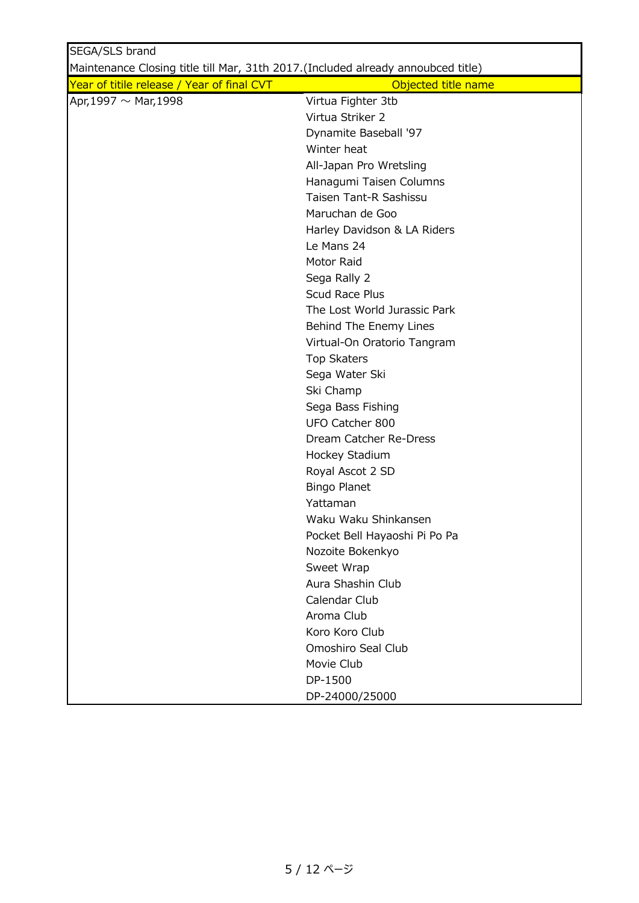SEGA/SLS brand

Maintenance Closing title till Mar, 31th 2017.(Included already annoubced title)

| Year of titile release / Year of final CVT | Objected title name |
| --- | --- |
| Apr,1997 ～ Mar,1998 | Virtua Fighter 3tb |
| | Virtua Striker 2 |
| | Dynamite Baseball '97 |
| | Winter heat |
| | All-Japan Pro Wretsling |
| | Hanagumi Taisen Columns |
| | Taisen Tant-R Sashissu |
| | Maruchan de Goo |
| | Harley Davidson & LA Riders |
| | Le Mans 24 |
| | Motor Raid |
| | Sega Rally 2 |
| | Scud Race Plus |
| | The Lost World Jurassic Park |
| | Behind The Enemy Lines |
| | Virtual-On Oratorio Tangram |
| | Top Skaters |
| | Sega Water Ski |
| | Ski Champ |
| | Sega Bass Fishing |
| | UFO Catcher 800 |
| | Dream Catcher Re-Dress |
| | Hockey Stadium |
| | Royal Ascot 2 SD |
| | Bingo Planet |
| | Yattaman |
| | Waku Waku Shinkansen |
| | Pocket Bell Hayaoshi Pi Po Pa |
| | Nozoite Bokenkyo |
| | Sweet Wrap |
| | Aura Shashin Club |
| | Calendar Club |
| | Aroma Club |
| | Koro Koro Club |
| | Omoshiro Seal Club |
| | Movie Club |
| | DP-1500 |
| | DP-24000/25000 |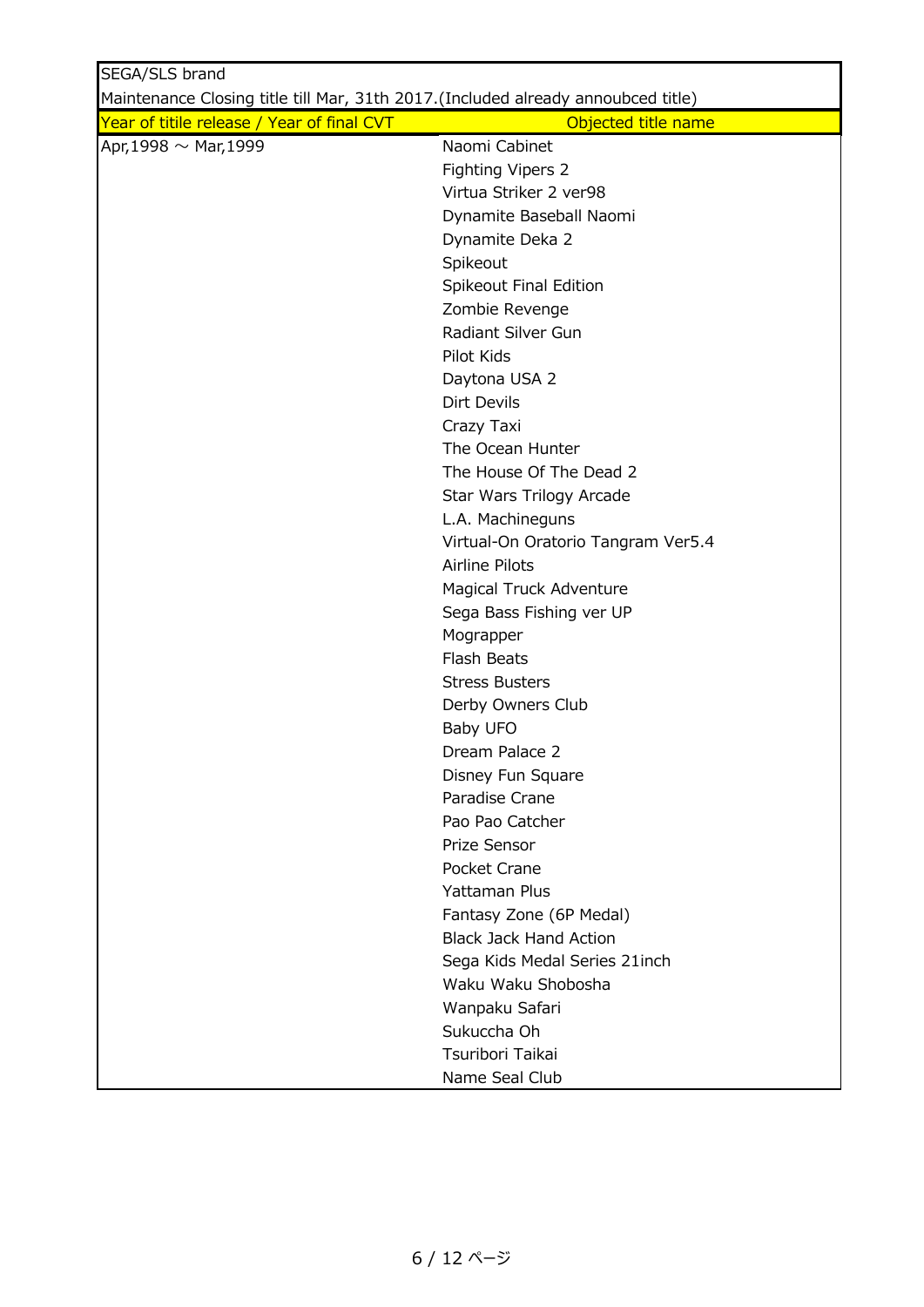SEGA/SLS brand

Maintenance Closing title till Mar, 31th 2017.(Included already annoubced title)

| Year of titile release / Year of final CVT | Objected title name |
|---|---|
| Apr,1998 ～ Mar,1999 | Naomi Cabinet |
| | Fighting Vipers 2 |
| | Virtua Striker 2 ver98 |
| | Dynamite Baseball Naomi |
| | Dynamite Deka 2 |
| | Spikeout |
| | Spikeout Final Edition |
| | Zombie Revenge |
| | Radiant Silver Gun |
| | Pilot Kids |
| | Daytona USA 2 |
| | Dirt Devils |
| | Crazy Taxi |
| | The Ocean Hunter |
| | The House Of The Dead 2 |
| | Star Wars Trilogy Arcade |
| | L.A. Machineguns |
| | Virtual-On Oratorio Tangram Ver5.4 |
| | Airline Pilots |
| | Magical Truck Adventure |
| | Sega Bass Fishing ver UP |
| | Mograpper |
| | Flash Beats |
| | Stress Busters |
| | Derby Owners Club |
| | Baby UFO |
| | Dream Palace 2 |
| | Disney Fun Square |
| | Paradise Crane |
| | Pao Pao Catcher |
| | Prize Sensor |
| | Pocket Crane |
| | Yattaman Plus |
| | Fantasy Zone (6P Medal) |
| | Black Jack Hand Action |
| | Sega Kids Medal Series 21inch |
| | Waku Waku Shobosha |
| | Wanpaku Safari |
| | Sukuccha Oh |
| | Tsuribori Taikai |
| | Name Seal Club |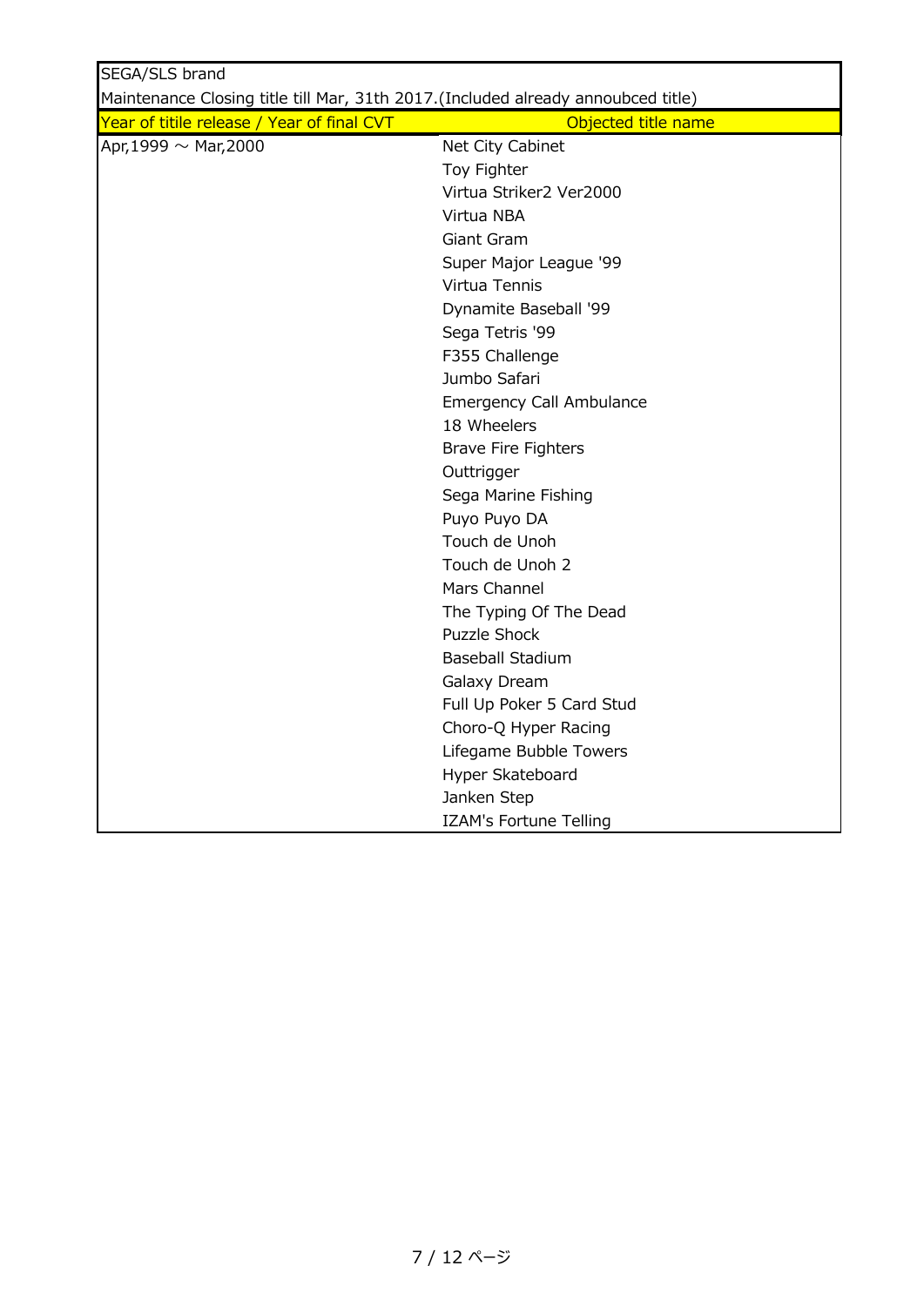SEGA/SLS brand

Maintenance Closing title till Mar, 31th 2017.(Included already annoubced title)

| Year of titile release / Year of final CVT | Objected title name |
| --- | --- |
| Apr,1999 ～ Mar,2000 | Net City Cabinet |
| | Toy Fighter |
| | Virtua Striker2 Ver2000 |
| | Virtua NBA |
| | Giant Gram |
| | Super Major League '99 |
| | Virtua Tennis |
| | Dynamite Baseball '99 |
| | Sega Tetris '99 |
| | F355 Challenge |
| | Jumbo Safari |
| | Emergency Call Ambulance |
| | 18 Wheelers |
| | Brave Fire Fighters |
| | Outtrigger |
| | Sega Marine Fishing |
| | Puyo Puyo DA |
| | Touch de Unoh |
| | Touch de Unoh 2 |
| | Mars Channel |
| | The Typing Of The Dead |
| | Puzzle Shock |
| | Baseball Stadium |
| | Galaxy Dream |
| | Full Up Poker 5 Card Stud |
| | Choro-Q Hyper Racing |
| | Lifegame Bubble Towers |
| | Hyper Skateboard |
| | Janken Step |
| | IZAM's Fortune Telling |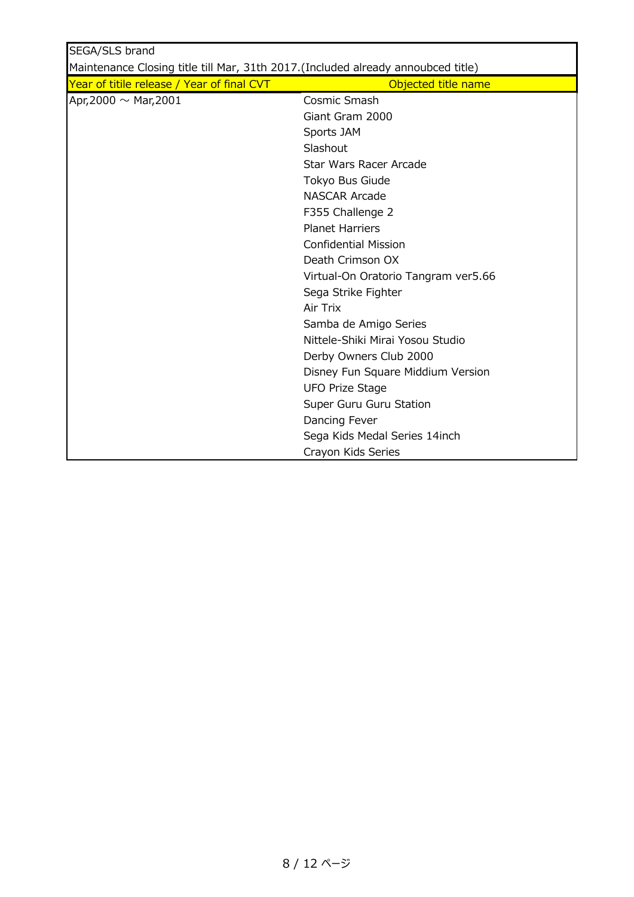SEGA/SLS brand

Maintenance Closing title till Mar, 31th 2017.(Included already annoubced title)

| Year of titile release / Year of final CVT | Objected title name |
|---|---|
| Apr,2000 ～ Mar,2001 | Cosmic Smash |
| | Giant Gram 2000 |
| | Sports JAM |
| | Slashout |
| | Star Wars Racer Arcade |
| | Tokyo Bus Giude |
| | NASCAR Arcade |
| | F355 Challenge 2 |
| | Planet Harriers |
| | Confidential Mission |
| | Death Crimson OX |
| | Virtual-On Oratorio Tangram ver5.66 |
| | Sega Strike Fighter |
| | Air Trix |
| | Samba de Amigo Series |
| | Nittele-Shiki Mirai Yosou Studio |
| | Derby Owners Club 2000 |
| | Disney Fun Square Middium Version |
| | UFO Prize Stage |
| | Super Guru Guru Station |
| | Dancing Fever |
| | Sega Kids Medal Series 14inch |
| | Crayon Kids Series |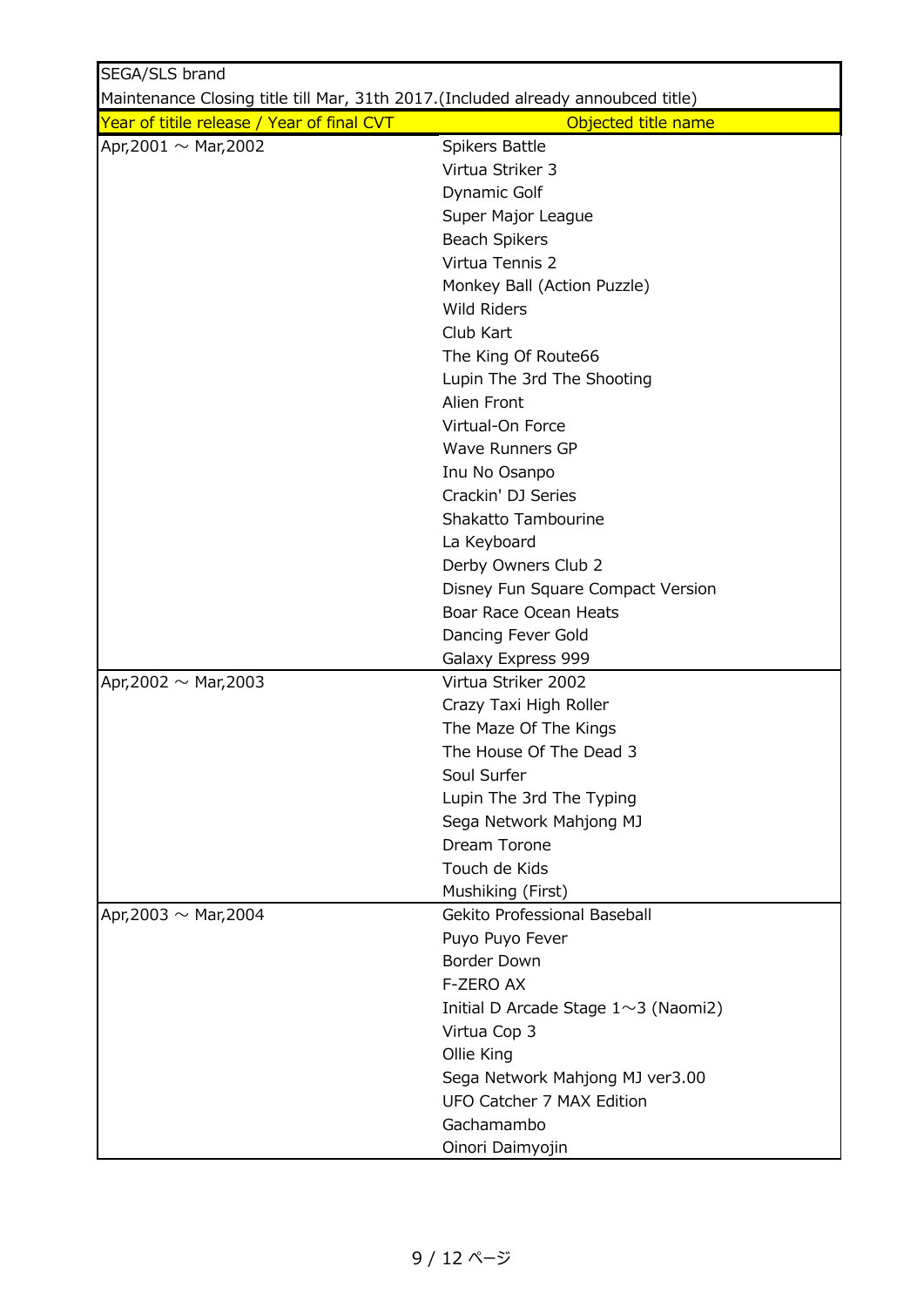SEGA/SLS brand

Maintenance Closing title till Mar, 31th 2017.(Included already annoubced title)

| Year of titile release / Year of final CVT | Objected title name |
|---|---|
| Apr,2001 ～ Mar,2002 | Spikers Battle |
| | Virtua Striker 3 |
| | Dynamic Golf |
| | Super Major League |
| | Beach Spikers |
| | Virtua Tennis 2 |
| | Monkey Ball (Action Puzzle) |
| | Wild Riders |
| | Club Kart |
| | The King Of Route66 |
| | Lupin The 3rd The Shooting |
| | Alien Front |
| | Virtual-On Force |
| | Wave Runners GP |
| | Inu No Osanpo |
| | Crackin' DJ Series |
| | Shakatto Tambourine |
| | La Keyboard |
| | Derby Owners Club 2 |
| | Disney Fun Square Compact Version |
| | Boar Race Ocean Heats |
| | Dancing Fever Gold |
| | Galaxy Express 999 |
| Apr,2002 ～ Mar,2003 | Virtua Striker 2002 |
| | Crazy Taxi High Roller |
| | The Maze Of The Kings |
| | The House Of The Dead 3 |
| | Soul Surfer |
| | Lupin The 3rd The Typing |
| | Sega Network Mahjong MJ |
| | Dream Torone |
| | Touch de Kids |
| | Mushiking (First) |
| Apr,2003 ～ Mar,2004 | Gekito Professional Baseball |
| | Puyo Puyo Fever |
| | Border Down |
| | F-ZERO AX |
| | Initial D Arcade Stage 1～3 (Naomi2) |
| | Virtua Cop 3 |
| | Ollie King |
| | Sega Network Mahjong MJ ver3.00 |
| | UFO Catcher 7 MAX Edition |
| | Gachamambo |
| | Oinori Daimyojin |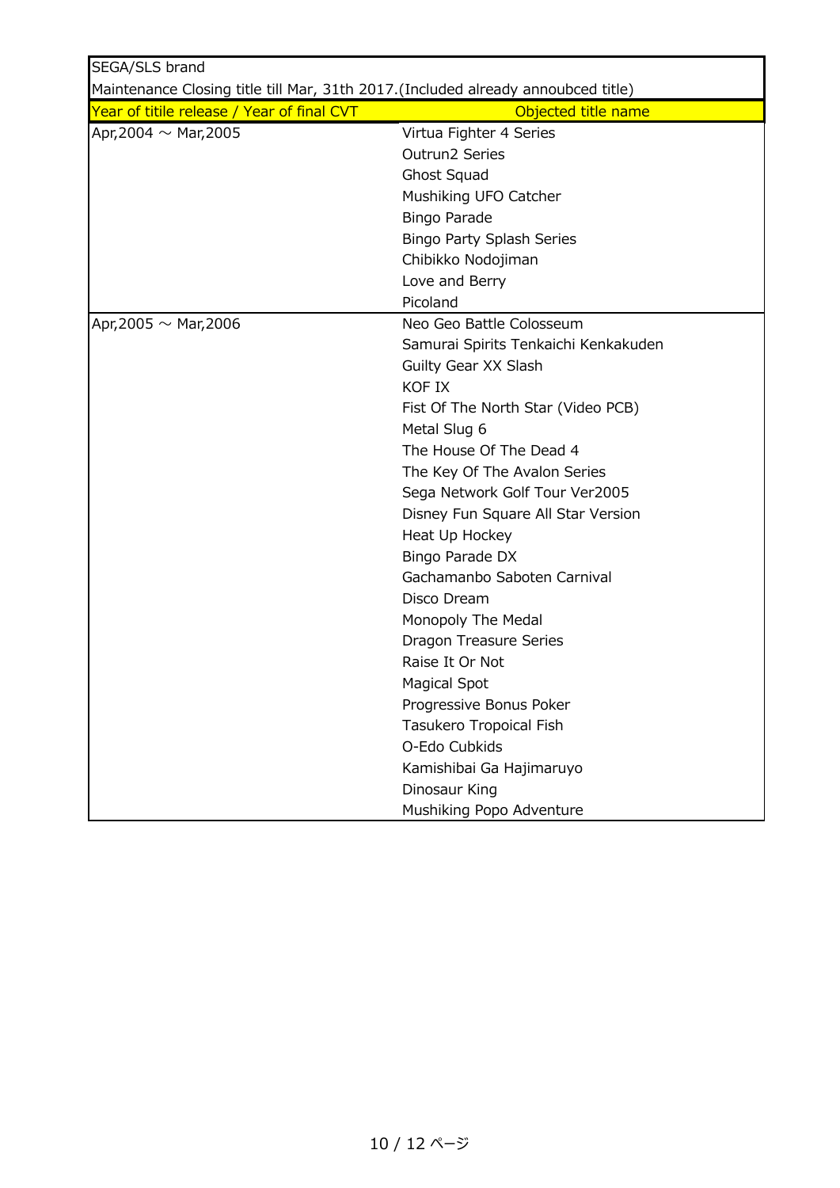| SEGA/SLS brand | |
|---|---|
| Maintenance Closing title till Mar, 31th 2017.(Included already annoubced title) | |
| Year of titile release / Year of final CVT | Objected title name |
| Apr,2004 ～ Mar,2005 | Virtua Fighter 4 Series |
| | Outrun2 Series |
| | Ghost Squad |
| | Mushiking UFO Catcher |
| | Bingo Parade |
| | Bingo Party Splash Series |
| | Chibikko Nodojiman |
| | Love and Berry |
| | Picoland |
| Apr,2005 ～ Mar,2006 | Neo Geo Battle Colosseum |
| | Samurai Spirits Tenkaichi Kenkakuden |
| | Guilty Gear XX Slash |
| | KOF IX |
| | Fist Of The North Star (Video PCB) |
| | Metal Slug 6 |
| | The House Of The Dead 4 |
| | The Key Of The Avalon Series |
| | Sega Network Golf Tour Ver2005 |
| | Disney Fun Square All Star Version |
| | Heat Up Hockey |
| | Bingo Parade DX |
| | Gachamanbo Saboten Carnival |
| | Disco Dream |
| | Monopoly The Medal |
| | Dragon Treasure Series |
| | Raise It Or Not |
| | Magical Spot |
| | Progressive Bonus Poker |
| | Tasukero Tropoical Fish |
| | O-Edo Cubkids |
| | Kamishibai Ga Hajimaruyo |
| | Dinosaur King |
| | Mushiking Popo Adventure |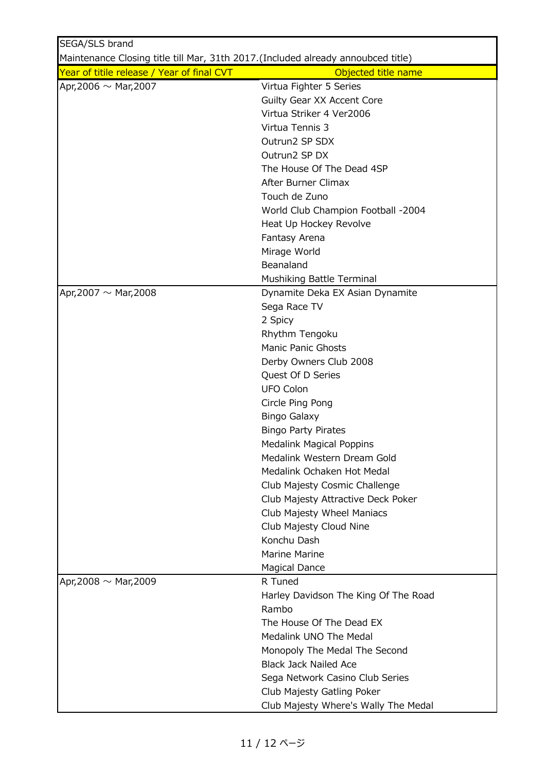| SEGA/SLS brand | |
|---|---|
| Maintenance Closing title till Mar, 31th 2017.(Included already annoubced title) | |
| Year of titile release / Year of final CVT | Objected title name |
| Apr,2006 ～ Mar,2007 | Virtua Fighter 5 Series |
| | Guilty Gear XX Accent Core |
| | Virtua Striker 4 Ver2006 |
| | Virtua Tennis 3 |
| | Outrun2 SP SDX |
| | Outrun2 SP DX |
| | The House Of The Dead 4SP |
| | After Burner Climax |
| | Touch de Zuno |
| | World Club Champion Football -2004 |
| | Heat Up Hockey Revolve |
| | Fantasy Arena |
| | Mirage World |
| | Beanaland |
| | Mushiking Battle Terminal |
| Apr,2007 ～ Mar,2008 | Dynamite Deka EX Asian Dynamite |
| | Sega Race TV |
| | 2 Spicy |
| | Rhythm Tengoku |
| | Manic Panic Ghosts |
| | Derby Owners Club 2008 |
| | Quest Of D Series |
| | UFO Colon |
| | Circle Ping Pong |
| | Bingo Galaxy |
| | Bingo Party Pirates |
| | Medalink Magical Poppins |
| | Medalink Western Dream Gold |
| | Medalink Ochaken Hot Medal |
| | Club Majesty Cosmic Challenge |
| | Club Majesty Attractive Deck Poker |
| | Club Majesty Wheel Maniacs |
| | Club Majesty Cloud Nine |
| | Konchu Dash |
| | Marine Marine |
| | Magical Dance |
| Apr,2008 ～ Mar,2009 | R Tuned |
| | Harley Davidson The King Of The Road |
| | Rambo |
| | The House Of The Dead EX |
| | Medalink UNO The Medal |
| | Monopoly The Medal The Second |
| | Black Jack Nailed Ace |
| | Sega Network Casino Club Series |
| | Club Majesty Gatling Poker |
| | Club Majesty Where's Wally The Medal |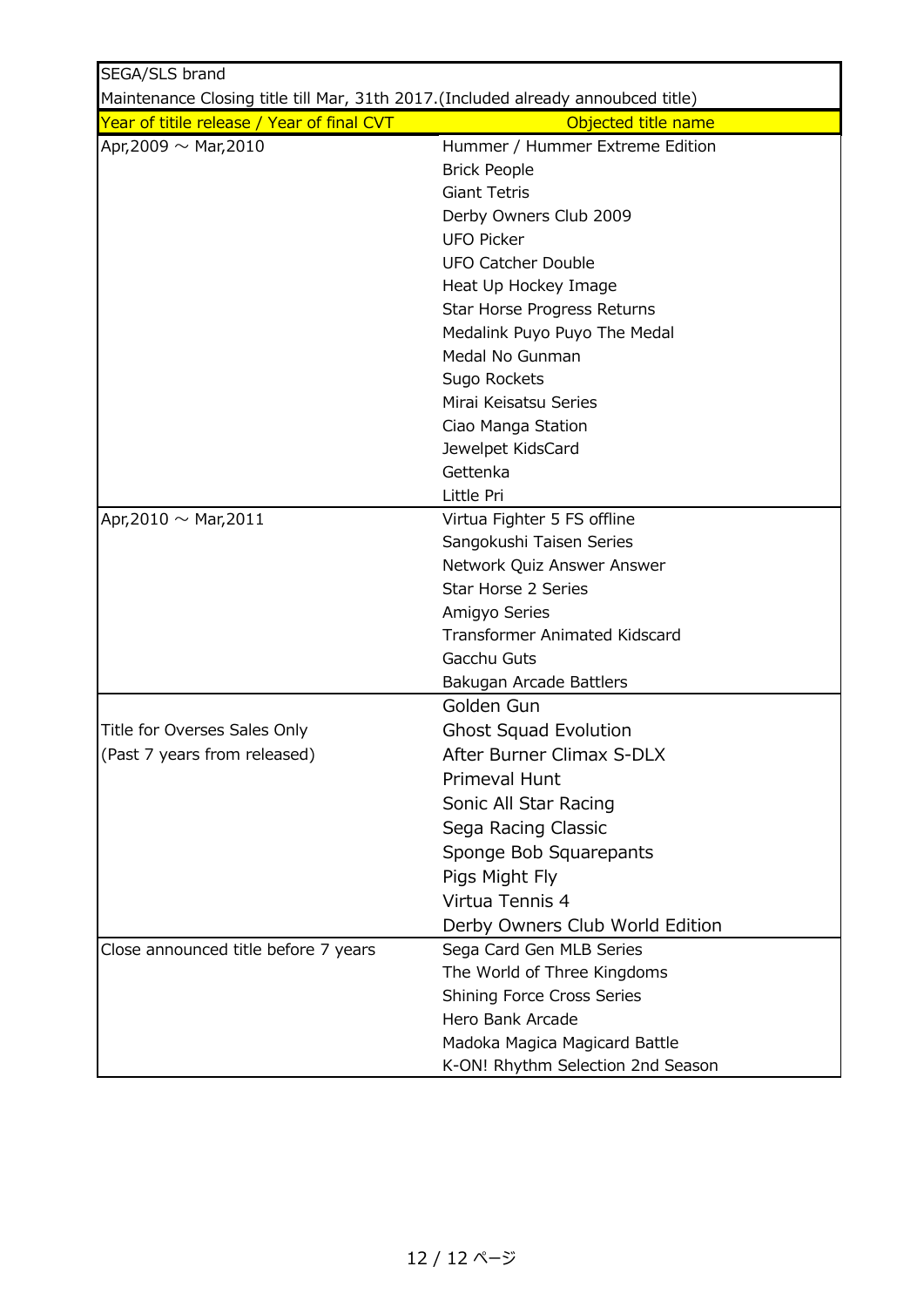SEGA/SLS brand

Maintenance Closing title till Mar, 31th 2017.(Included already annoubced title)

| Year of titile release / Year of final CVT | Objected title name |
|---|---|
| Apr,2009 ～ Mar,2010 | Hummer / Hummer Extreme Edition |
| | Brick People |
| | Giant Tetris |
| | Derby Owners Club 2009 |
| | UFO Picker |
| | UFO Catcher Double |
| | Heat Up Hockey Image |
| | Star Horse Progress Returns |
| | Medalink Puyo Puyo The Medal |
| | Medal No Gunman |
| | Sugo Rockets |
| | Mirai Keisatsu Series |
| | Ciao Manga Station |
| | Jewelpet KidsCard |
| | Gettenka |
| | Little Pri |
| Apr,2010 ～ Mar,2011 | Virtua Fighter 5 FS offline |
| | Sangokushi Taisen Series |
| | Network Quiz Answer Answer |
| | Star Horse 2 Series |
| | Amigyo Series |
| | Transformer Animated Kidscard |
| | Gacchu Guts |
| | Bakugan Arcade Battlers |
| | Golden Gun |
| Title for Overses Sales Only | Ghost Squad Evolution |
| (Past 7 years from released) | After Burner Climax S-DLX |
| | Primeval Hunt |
| | Sonic All Star Racing |
| | Sega Racing Classic |
| | Sponge Bob Squarepants |
| | Pigs Might Fly |
| | Virtua Tennis 4 |
| | Derby Owners Club World Edition |
| Close announced title before 7 years | Sega Card Gen MLB Series |
| | The World of Three Kingdoms |
| | Shining Force Cross Series |
| | Hero Bank Arcade |
| | Madoka Magica Magicard Battle |
| | K-ON! Rhythm Selection 2nd Season |